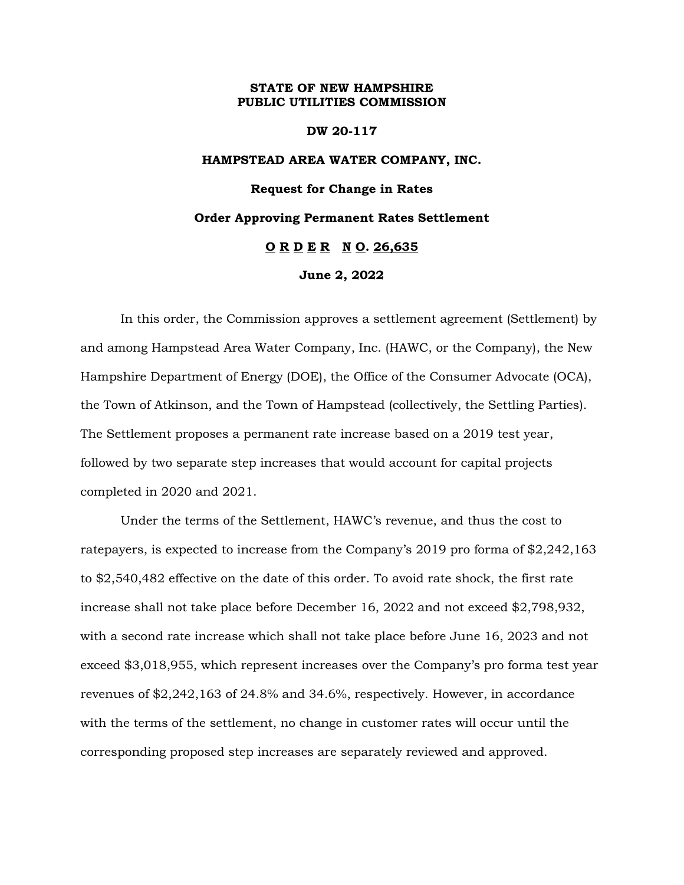**STATE OF NEW HAMPSHIRE**
**PUBLIC UTILITIES COMMISSION**

**DW 20-117**

**HAMPSTEAD AREA WATER COMPANY, INC.**

**Request for Change in Rates**

**Order Approving Permanent Rates Settlement**

**ORDER NO. 26,635**

**June 2, 2022**

In this order, the Commission approves a settlement agreement (Settlement) by and among Hampstead Area Water Company, Inc. (HAWC, or the Company), the New Hampshire Department of Energy (DOE), the Office of the Consumer Advocate (OCA), the Town of Atkinson, and the Town of Hampstead (collectively, the Settling Parties). The Settlement proposes a permanent rate increase based on a 2019 test year, followed by two separate step increases that would account for capital projects completed in 2020 and 2021.

Under the terms of the Settlement, HAWC's revenue, and thus the cost to ratepayers, is expected to increase from the Company's 2019 pro forma of $2,242,163 to $2,540,482 effective on the date of this order. To avoid rate shock, the first rate increase shall not take place before December 16, 2022 and not exceed $2,798,932, with a second rate increase which shall not take place before June 16, 2023 and not exceed $3,018,955, which represent increases over the Company's pro forma test year revenues of $2,242,163 of 24.8% and 34.6%, respectively. However, in accordance with the terms of the settlement, no change in customer rates will occur until the corresponding proposed step increases are separately reviewed and approved.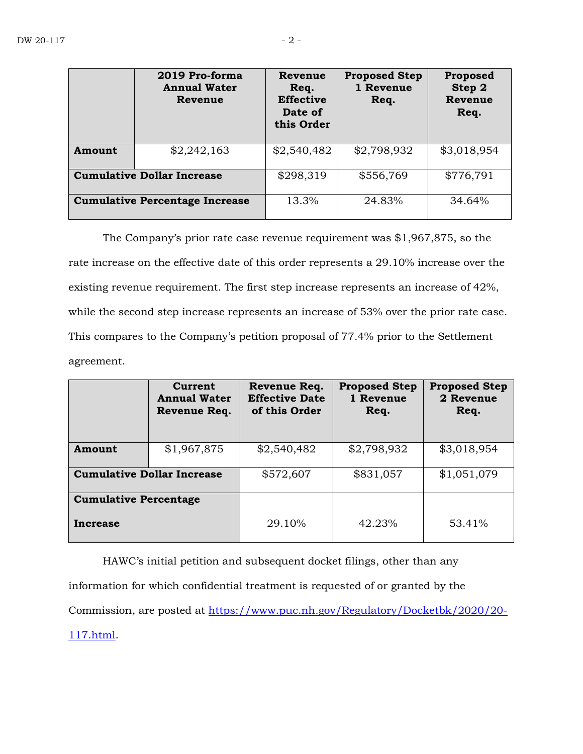| | 2019 Pro-forma Annual Water Revenue | Revenue Req. Effective Date of this Order | Proposed Step 1 Revenue Req. | Proposed Step 2 Revenue Req. |
|---|---|---|---|---|
| **Amount** | $2,242,163 | $2,540,482 | $2,798,932 | $3,018,954 |
| **Cumulative Dollar Increase** | | $298,319 | $556,769 | $776,791 |
| **Cumulative Percentage Increase** | | 13.3% | 24.83% | 34.64% |

The Company's prior rate case revenue requirement was $1,967,875, so the rate increase on the effective date of this order represents a 29.10% increase over the existing revenue requirement. The first step increase represents an increase of 42%, while the second step increase represents an increase of 53% over the prior rate case. This compares to the Company's petition proposal of 77.4% prior to the Settlement agreement.

| | Current Annual Water Revenue Req. | Revenue Req. Effective Date of this Order | Proposed Step 1 Revenue Req. | Proposed Step 2 Revenue Req. |
|---|---|---|---|---|
| **Amount** | $1,967,875 | $2,540,482 | $2,798,932 | $3,018,954 |
| **Cumulative Dollar Increase** | | $572,607 | $831,057 | $1,051,079 |
| **Cumulative Percentage Increase** | | 29.10% | 42.23% | 53.41% |

HAWC's initial petition and subsequent docket filings, other than any information for which confidential treatment is requested of or granted by the Commission, are posted at https://www.puc.nh.gov/Regulatory/Docketbk/2020/20-117.html.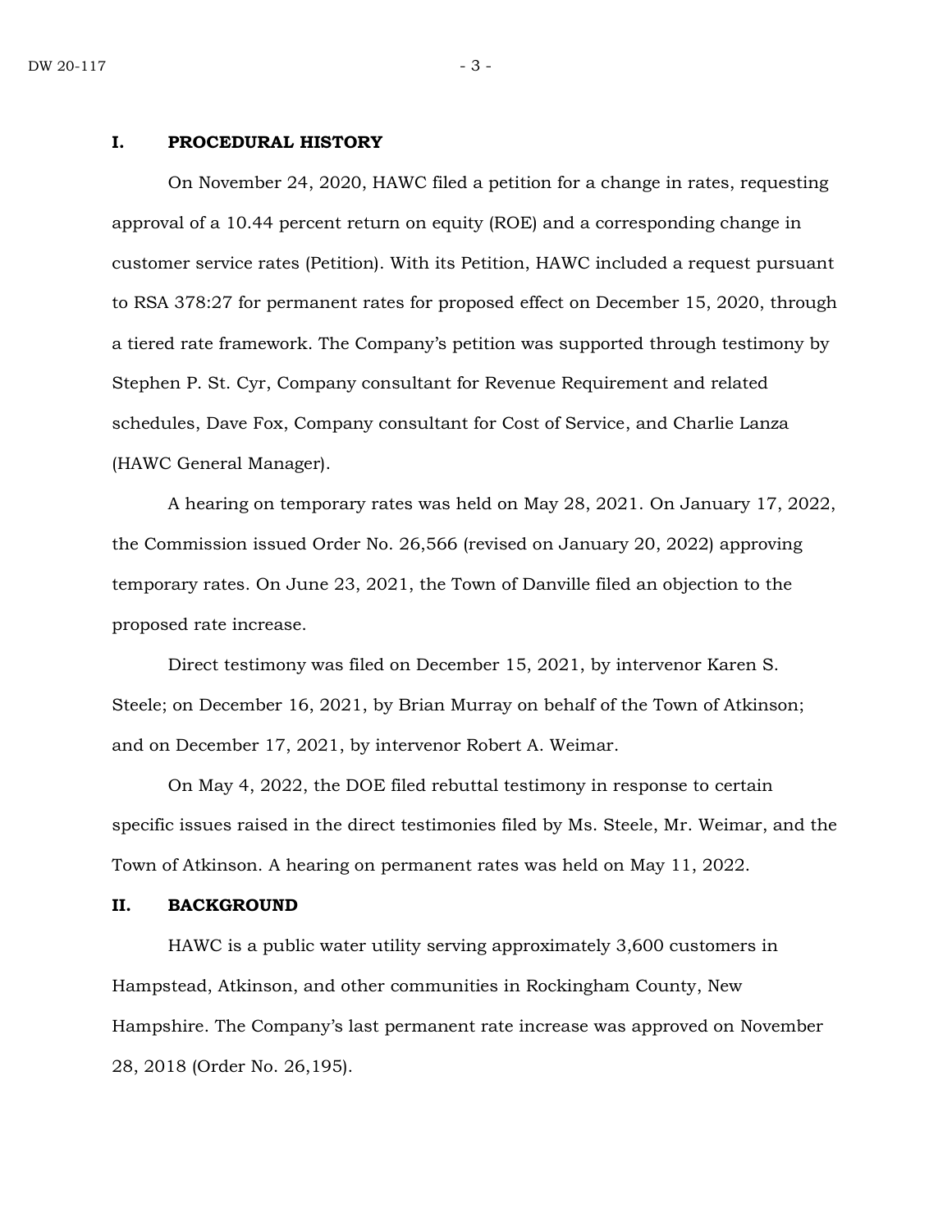## I. PROCEDURAL HISTORY

On November 24, 2020, HAWC filed a petition for a change in rates, requesting approval of a 10.44 percent return on equity (ROE) and a corresponding change in customer service rates (Petition). With its Petition, HAWC included a request pursuant to RSA 378:27 for permanent rates for proposed effect on December 15, 2020, through a tiered rate framework. The Company's petition was supported through testimony by Stephen P. St. Cyr, Company consultant for Revenue Requirement and related schedules, Dave Fox, Company consultant for Cost of Service, and Charlie Lanza (HAWC General Manager).

A hearing on temporary rates was held on May 28, 2021. On January 17, 2022, the Commission issued Order No. 26,566 (revised on January 20, 2022) approving temporary rates. On June 23, 2021, the Town of Danville filed an objection to the proposed rate increase.

Direct testimony was filed on December 15, 2021, by intervenor Karen S. Steele; on December 16, 2021, by Brian Murray on behalf of the Town of Atkinson; and on December 17, 2021, by intervenor Robert A. Weimar.

On May 4, 2022, the DOE filed rebuttal testimony in response to certain specific issues raised in the direct testimonies filed by Ms. Steele, Mr. Weimar, and the Town of Atkinson. A hearing on permanent rates was held on May 11, 2022.

## II. BACKGROUND

HAWC is a public water utility serving approximately 3,600 customers in Hampstead, Atkinson, and other communities in Rockingham County, New Hampshire. The Company's last permanent rate increase was approved on November 28, 2018 (Order No. 26,195).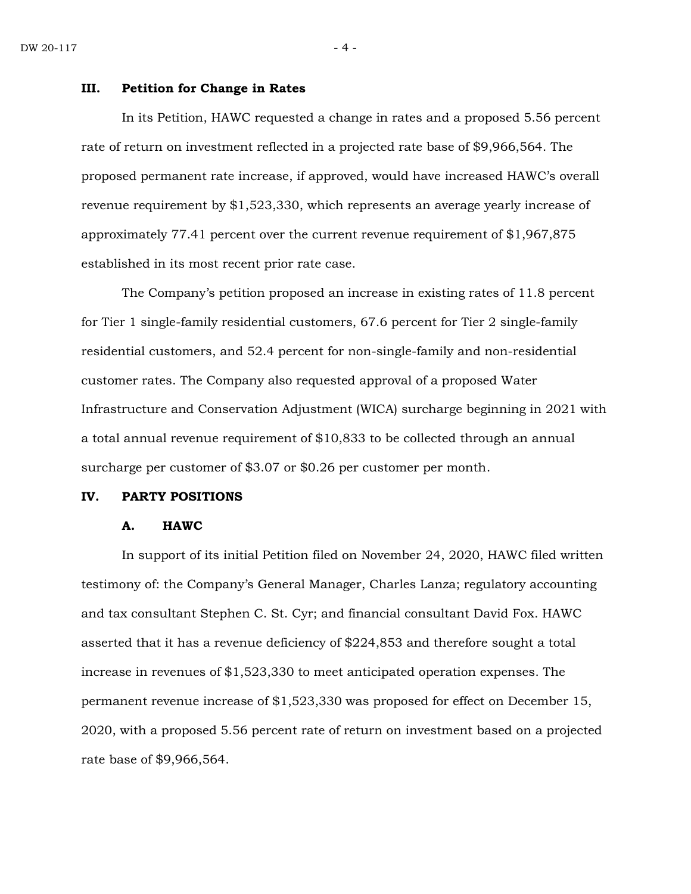## III. Petition for Change in Rates

In its Petition, HAWC requested a change in rates and a proposed 5.56 percent rate of return on investment reflected in a projected rate base of $9,966,564. The proposed permanent rate increase, if approved, would have increased HAWC's overall revenue requirement by $1,523,330, which represents an average yearly increase of approximately 77.41 percent over the current revenue requirement of $1,967,875 established in its most recent prior rate case.

The Company's petition proposed an increase in existing rates of 11.8 percent for Tier 1 single-family residential customers, 67.6 percent for Tier 2 single-family residential customers, and 52.4 percent for non-single-family and non-residential customer rates. The Company also requested approval of a proposed Water Infrastructure and Conservation Adjustment (WICA) surcharge beginning in 2021 with a total annual revenue requirement of $10,833 to be collected through an annual surcharge per customer of $3.07 or $0.26 per customer per month.

## IV. PARTY POSITIONS

### A. HAWC

In support of its initial Petition filed on November 24, 2020, HAWC filed written testimony of: the Company's General Manager, Charles Lanza; regulatory accounting and tax consultant Stephen C. St. Cyr; and financial consultant David Fox. HAWC asserted that it has a revenue deficiency of $224,853 and therefore sought a total increase in revenues of $1,523,330 to meet anticipated operation expenses. The permanent revenue increase of $1,523,330 was proposed for effect on December 15, 2020, with a proposed 5.56 percent rate of return on investment based on a projected rate base of $9,966,564.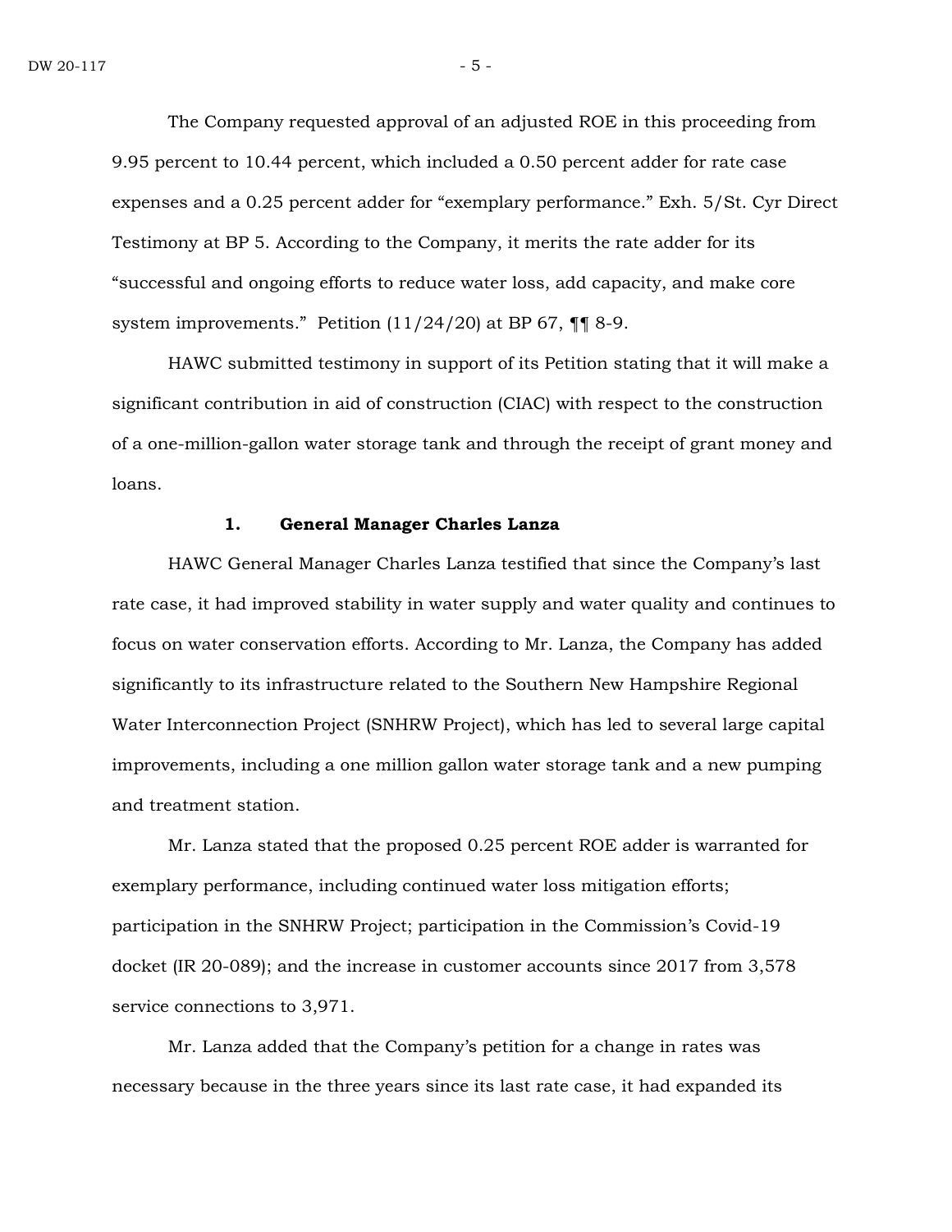The Company requested approval of an adjusted ROE in this proceeding from 9.95 percent to 10.44 percent, which included a 0.50 percent adder for rate case expenses and a 0.25 percent adder for "exemplary performance." Exh. 5/St. Cyr Direct Testimony at BP 5. According to the Company, it merits the rate adder for its "successful and ongoing efforts to reduce water loss, add capacity, and make core system improvements." Petition (11/24/20) at BP 67, ¶¶ 8-9.

HAWC submitted testimony in support of its Petition stating that it will make a significant contribution in aid of construction (CIAC) with respect to the construction of a one-million-gallon water storage tank and through the receipt of grant money and loans.

### 1. General Manager Charles Lanza

HAWC General Manager Charles Lanza testified that since the Company's last rate case, it had improved stability in water supply and water quality and continues to focus on water conservation efforts. According to Mr. Lanza, the Company has added significantly to its infrastructure related to the Southern New Hampshire Regional Water Interconnection Project (SNHRW Project), which has led to several large capital improvements, including a one million gallon water storage tank and a new pumping and treatment station.

Mr. Lanza stated that the proposed 0.25 percent ROE adder is warranted for exemplary performance, including continued water loss mitigation efforts; participation in the SNHRW Project; participation in the Commission's Covid-19 docket (IR 20-089); and the increase in customer accounts since 2017 from 3,578 service connections to 3,971.

Mr. Lanza added that the Company's petition for a change in rates was necessary because in the three years since its last rate case, it had expanded its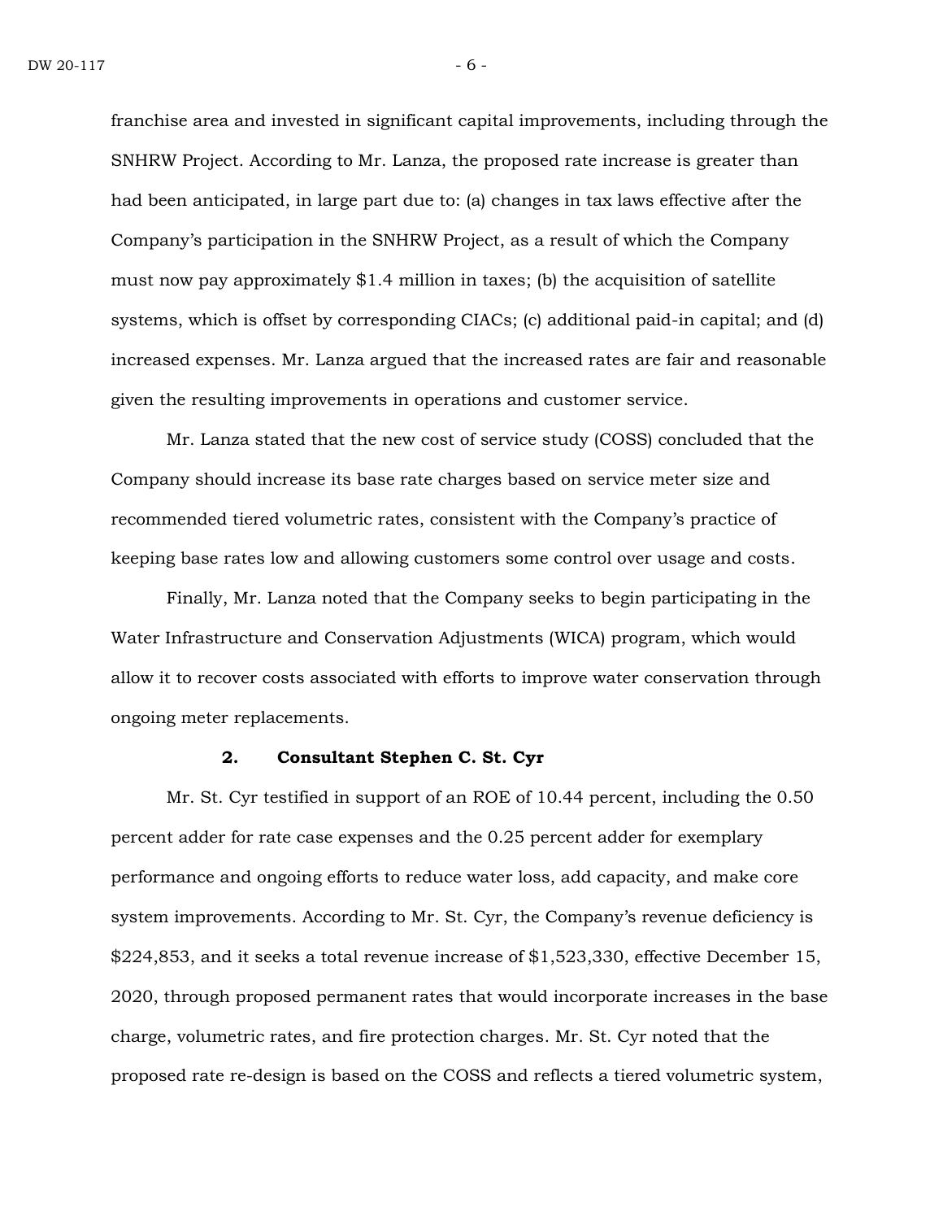franchise area and invested in significant capital improvements, including through the SNHRW Project. According to Mr. Lanza, the proposed rate increase is greater than had been anticipated, in large part due to: (a) changes in tax laws effective after the Company's participation in the SNHRW Project, as a result of which the Company must now pay approximately $1.4 million in taxes; (b) the acquisition of satellite systems, which is offset by corresponding CIACs; (c) additional paid-in capital; and (d) increased expenses. Mr. Lanza argued that the increased rates are fair and reasonable given the resulting improvements in operations and customer service.

Mr. Lanza stated that the new cost of service study (COSS) concluded that the Company should increase its base rate charges based on service meter size and recommended tiered volumetric rates, consistent with the Company's practice of keeping base rates low and allowing customers some control over usage and costs.

Finally, Mr. Lanza noted that the Company seeks to begin participating in the Water Infrastructure and Conservation Adjustments (WICA) program, which would allow it to recover costs associated with efforts to improve water conservation through ongoing meter replacements.

### 2. Consultant Stephen C. St. Cyr

Mr. St. Cyr testified in support of an ROE of 10.44 percent, including the 0.50 percent adder for rate case expenses and the 0.25 percent adder for exemplary performance and ongoing efforts to reduce water loss, add capacity, and make core system improvements. According to Mr. St. Cyr, the Company's revenue deficiency is $224,853, and it seeks a total revenue increase of $1,523,330, effective December 15, 2020, through proposed permanent rates that would incorporate increases in the base charge, volumetric rates, and fire protection charges. Mr. St. Cyr noted that the proposed rate re-design is based on the COSS and reflects a tiered volumetric system,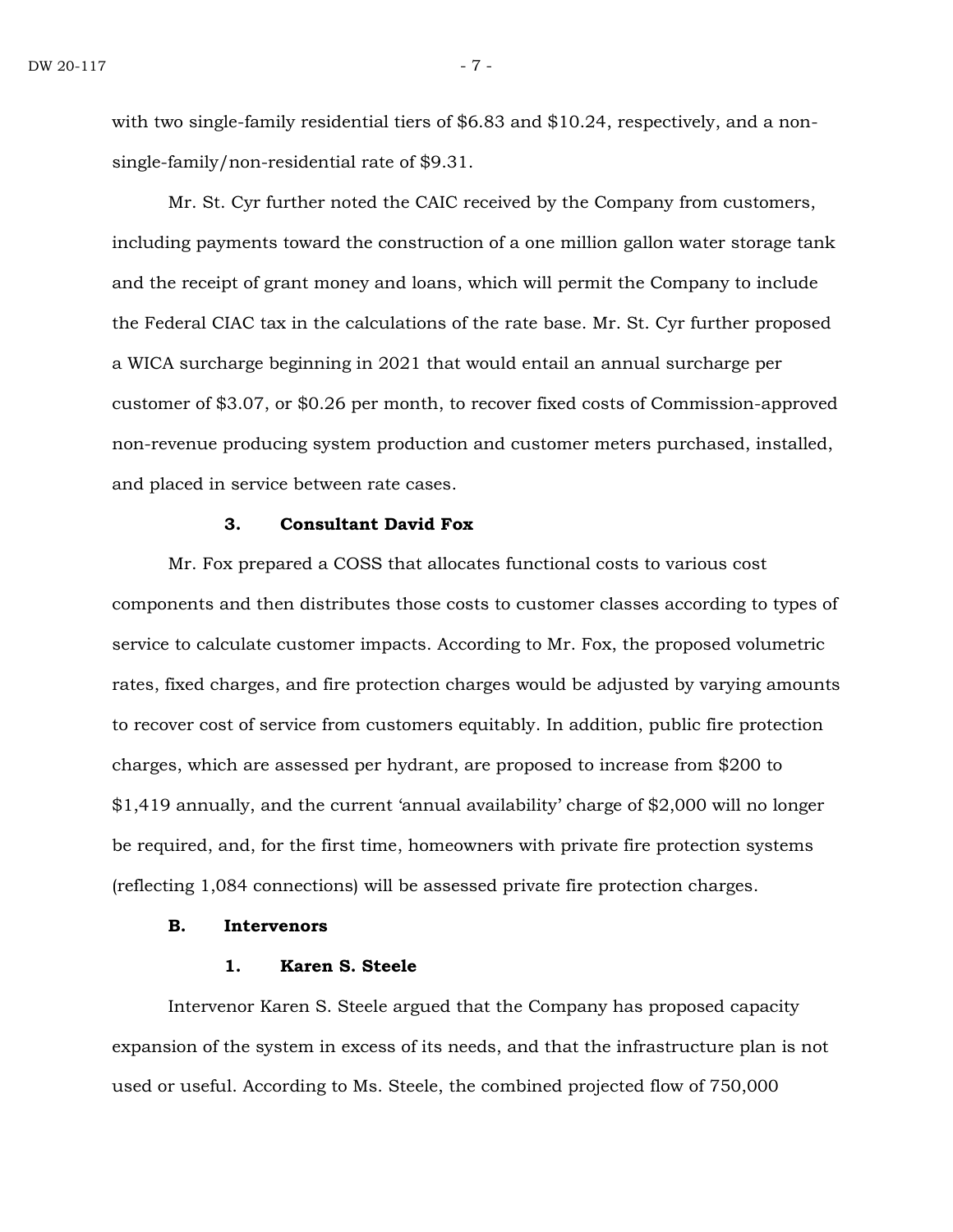with two single-family residential tiers of $6.83 and $10.24, respectively, and a non-single-family/non-residential rate of $9.31.

Mr. St. Cyr further noted the CAIC received by the Company from customers, including payments toward the construction of a one million gallon water storage tank and the receipt of grant money and loans, which will permit the Company to include the Federal CIAC tax in the calculations of the rate base. Mr. St. Cyr further proposed a WICA surcharge beginning in 2021 that would entail an annual surcharge per customer of $3.07, or $0.26 per month, to recover fixed costs of Commission-approved non-revenue producing system production and customer meters purchased, installed, and placed in service between rate cases.

#### 3. Consultant David Fox

Mr. Fox prepared a COSS that allocates functional costs to various cost components and then distributes those costs to customer classes according to types of service to calculate customer impacts. According to Mr. Fox, the proposed volumetric rates, fixed charges, and fire protection charges would be adjusted by varying amounts to recover cost of service from customers equitably. In addition, public fire protection charges, which are assessed per hydrant, are proposed to increase from $200 to $1,419 annually, and the current 'annual availability' charge of $2,000 will no longer be required, and, for the first time, homeowners with private fire protection systems (reflecting 1,084 connections) will be assessed private fire protection charges.

### B. Intervenors

#### 1. Karen S. Steele

Intervenor Karen S. Steele argued that the Company has proposed capacity expansion of the system in excess of its needs, and that the infrastructure plan is not used or useful. According to Ms. Steele, the combined projected flow of 750,000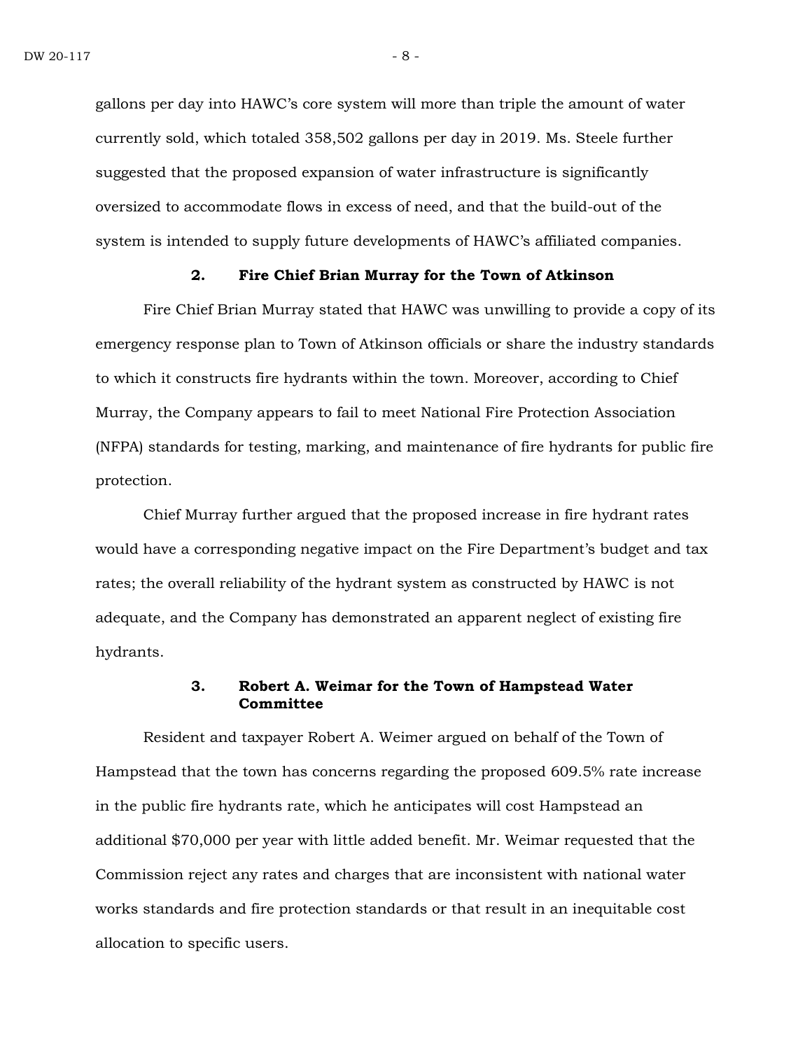gallons per day into HAWC's core system will more than triple the amount of water currently sold, which totaled 358,502 gallons per day in 2019. Ms. Steele further suggested that the proposed expansion of water infrastructure is significantly oversized to accommodate flows in excess of need, and that the build-out of the system is intended to supply future developments of HAWC's affiliated companies.

### 2. Fire Chief Brian Murray for the Town of Atkinson

Fire Chief Brian Murray stated that HAWC was unwilling to provide a copy of its emergency response plan to Town of Atkinson officials or share the industry standards to which it constructs fire hydrants within the town. Moreover, according to Chief Murray, the Company appears to fail to meet National Fire Protection Association (NFPA) standards for testing, marking, and maintenance of fire hydrants for public fire protection.

Chief Murray further argued that the proposed increase in fire hydrant rates would have a corresponding negative impact on the Fire Department's budget and tax rates; the overall reliability of the hydrant system as constructed by HAWC is not adequate, and the Company has demonstrated an apparent neglect of existing fire hydrants.

### 3. Robert A. Weimar for the Town of Hampstead Water Committee

Resident and taxpayer Robert A. Weimer argued on behalf of the Town of Hampstead that the town has concerns regarding the proposed 609.5% rate increase in the public fire hydrants rate, which he anticipates will cost Hampstead an additional $70,000 per year with little added benefit. Mr. Weimar requested that the Commission reject any rates and charges that are inconsistent with national water works standards and fire protection standards or that result in an inequitable cost allocation to specific users.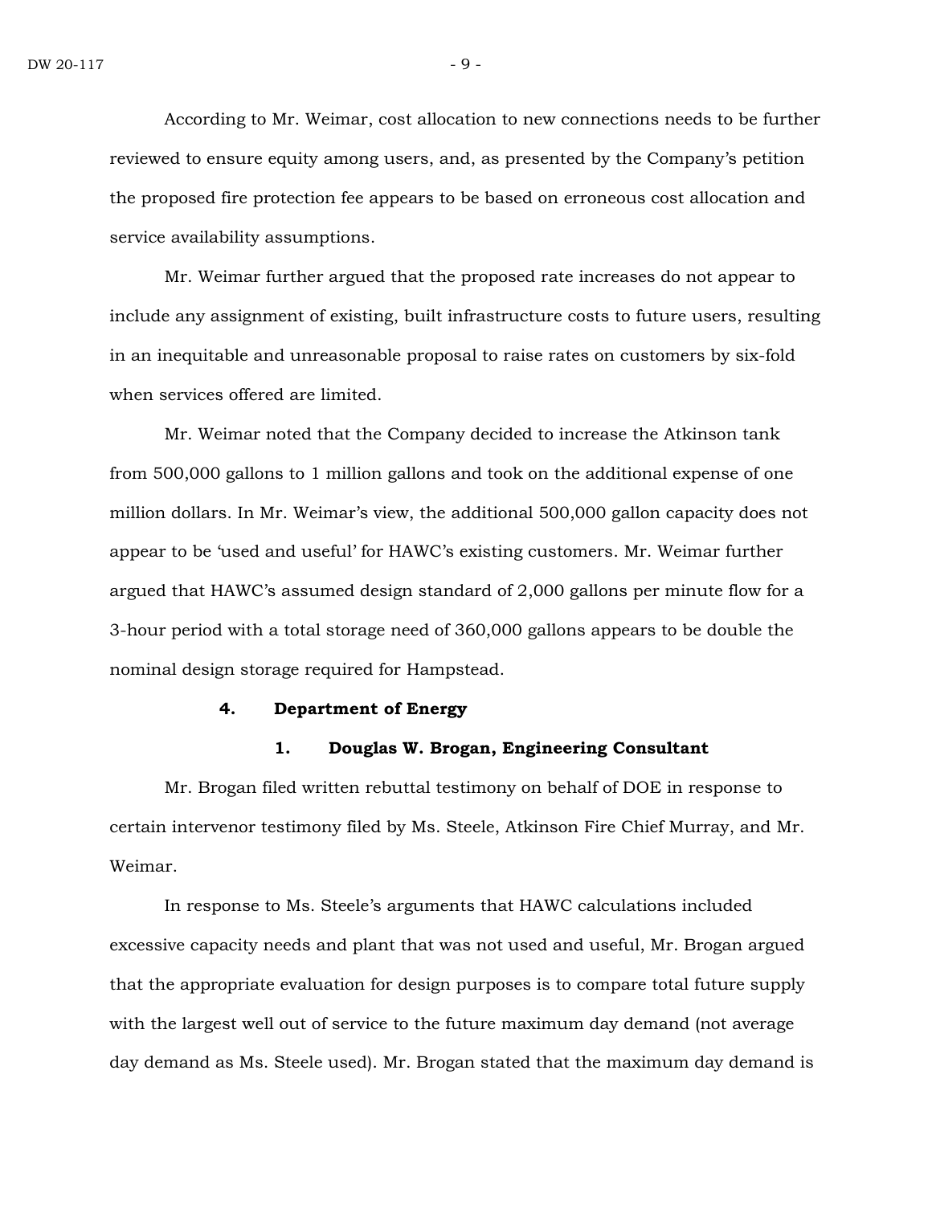According to Mr. Weimar, cost allocation to new connections needs to be further reviewed to ensure equity among users, and, as presented by the Company's petition the proposed fire protection fee appears to be based on erroneous cost allocation and service availability assumptions.

Mr. Weimar further argued that the proposed rate increases do not appear to include any assignment of existing, built infrastructure costs to future users, resulting in an inequitable and unreasonable proposal to raise rates on customers by six-fold when services offered are limited.

Mr. Weimar noted that the Company decided to increase the Atkinson tank from 500,000 gallons to 1 million gallons and took on the additional expense of one million dollars. In Mr. Weimar's view, the additional 500,000 gallon capacity does not appear to be 'used and useful' for HAWC's existing customers. Mr. Weimar further argued that HAWC's assumed design standard of 2,000 gallons per minute flow for a 3-hour period with a total storage need of 360,000 gallons appears to be double the nominal design storage required for Hampstead.

### 4. Department of Energy

#### 1. Douglas W. Brogan, Engineering Consultant

Mr. Brogan filed written rebuttal testimony on behalf of DOE in response to certain intervenor testimony filed by Ms. Steele, Atkinson Fire Chief Murray, and Mr. Weimar.

In response to Ms. Steele's arguments that HAWC calculations included excessive capacity needs and plant that was not used and useful, Mr. Brogan argued that the appropriate evaluation for design purposes is to compare total future supply with the largest well out of service to the future maximum day demand (not average day demand as Ms. Steele used). Mr. Brogan stated that the maximum day demand is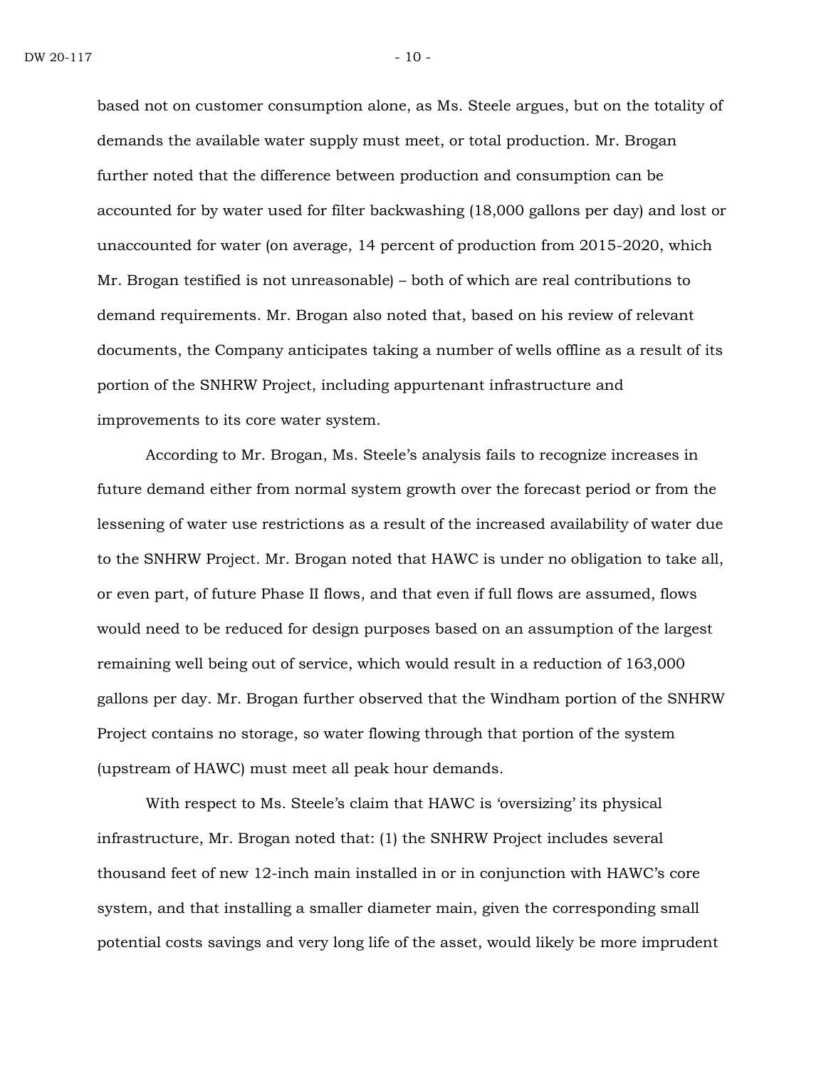based not on customer consumption alone, as Ms. Steele argues, but on the totality of demands the available water supply must meet, or total production. Mr. Brogan further noted that the difference between production and consumption can be accounted for by water used for filter backwashing (18,000 gallons per day) and lost or unaccounted for water (on average, 14 percent of production from 2015-2020, which Mr. Brogan testified is not unreasonable) – both of which are real contributions to demand requirements. Mr. Brogan also noted that, based on his review of relevant documents, the Company anticipates taking a number of wells offline as a result of its portion of the SNHRW Project, including appurtenant infrastructure and improvements to its core water system.

According to Mr. Brogan, Ms. Steele's analysis fails to recognize increases in future demand either from normal system growth over the forecast period or from the lessening of water use restrictions as a result of the increased availability of water due to the SNHRW Project. Mr. Brogan noted that HAWC is under no obligation to take all, or even part, of future Phase II flows, and that even if full flows are assumed, flows would need to be reduced for design purposes based on an assumption of the largest remaining well being out of service, which would result in a reduction of 163,000 gallons per day. Mr. Brogan further observed that the Windham portion of the SNHRW Project contains no storage, so water flowing through that portion of the system (upstream of HAWC) must meet all peak hour demands.

With respect to Ms. Steele's claim that HAWC is 'oversizing' its physical infrastructure, Mr. Brogan noted that: (1) the SNHRW Project includes several thousand feet of new 12-inch main installed in or in conjunction with HAWC's core system, and that installing a smaller diameter main, given the corresponding small potential costs savings and very long life of the asset, would likely be more imprudent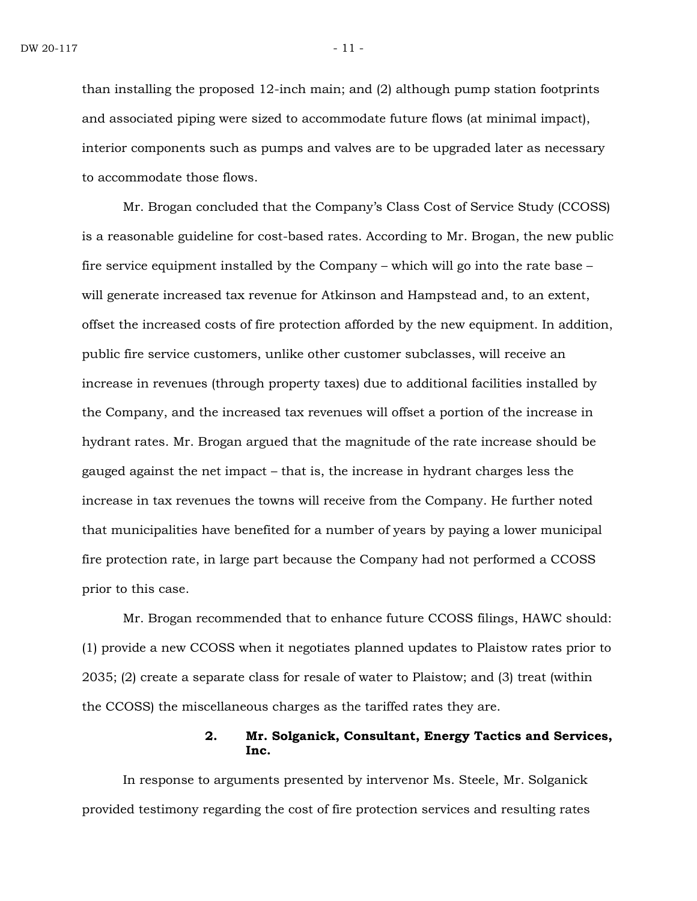than installing the proposed 12-inch main; and (2) although pump station footprints and associated piping were sized to accommodate future flows (at minimal impact), interior components such as pumps and valves are to be upgraded later as necessary to accommodate those flows.

Mr. Brogan concluded that the Company's Class Cost of Service Study (CCOSS) is a reasonable guideline for cost-based rates. According to Mr. Brogan, the new public fire service equipment installed by the Company – which will go into the rate base – will generate increased tax revenue for Atkinson and Hampstead and, to an extent, offset the increased costs of fire protection afforded by the new equipment. In addition, public fire service customers, unlike other customer subclasses, will receive an increase in revenues (through property taxes) due to additional facilities installed by the Company, and the increased tax revenues will offset a portion of the increase in hydrant rates. Mr. Brogan argued that the magnitude of the rate increase should be gauged against the net impact – that is, the increase in hydrant charges less the increase in tax revenues the towns will receive from the Company. He further noted that municipalities have benefited for a number of years by paying a lower municipal fire protection rate, in large part because the Company had not performed a CCOSS prior to this case.

Mr. Brogan recommended that to enhance future CCOSS filings, HAWC should: (1) provide a new CCOSS when it negotiates planned updates to Plaistow rates prior to 2035; (2) create a separate class for resale of water to Plaistow; and (3) treat (within the CCOSS) the miscellaneous charges as the tariffed rates they are.

### 2. Mr. Solganick, Consultant, Energy Tactics and Services, Inc.

In response to arguments presented by intervenor Ms. Steele, Mr. Solganick provided testimony regarding the cost of fire protection services and resulting rates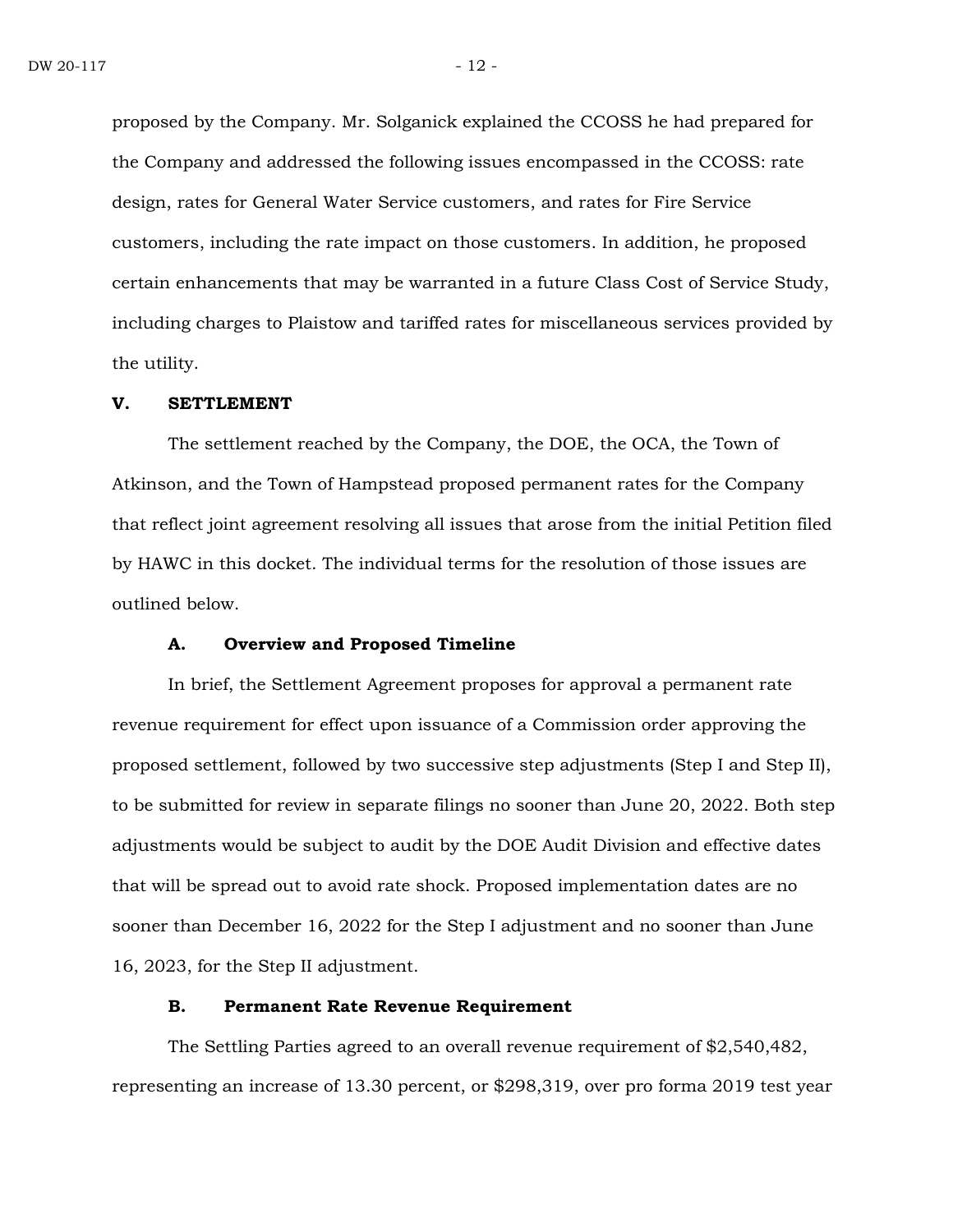proposed by the Company. Mr. Solganick explained the CCOSS he had prepared for the Company and addressed the following issues encompassed in the CCOSS: rate design, rates for General Water Service customers, and rates for Fire Service customers, including the rate impact on those customers. In addition, he proposed certain enhancements that may be warranted in a future Class Cost of Service Study, including charges to Plaistow and tariffed rates for miscellaneous services provided by the utility.

## V. SETTLEMENT

The settlement reached by the Company, the DOE, the OCA, the Town of Atkinson, and the Town of Hampstead proposed permanent rates for the Company that reflect joint agreement resolving all issues that arose from the initial Petition filed by HAWC in this docket. The individual terms for the resolution of those issues are outlined below.

### A. Overview and Proposed Timeline

In brief, the Settlement Agreement proposes for approval a permanent rate revenue requirement for effect upon issuance of a Commission order approving the proposed settlement, followed by two successive step adjustments (Step I and Step II), to be submitted for review in separate filings no sooner than June 20, 2022. Both step adjustments would be subject to audit by the DOE Audit Division and effective dates that will be spread out to avoid rate shock. Proposed implementation dates are no sooner than December 16, 2022 for the Step I adjustment and no sooner than June 16, 2023, for the Step II adjustment.

### B. Permanent Rate Revenue Requirement

The Settling Parties agreed to an overall revenue requirement of $2,540,482, representing an increase of 13.30 percent, or $298,319, over pro forma 2019 test year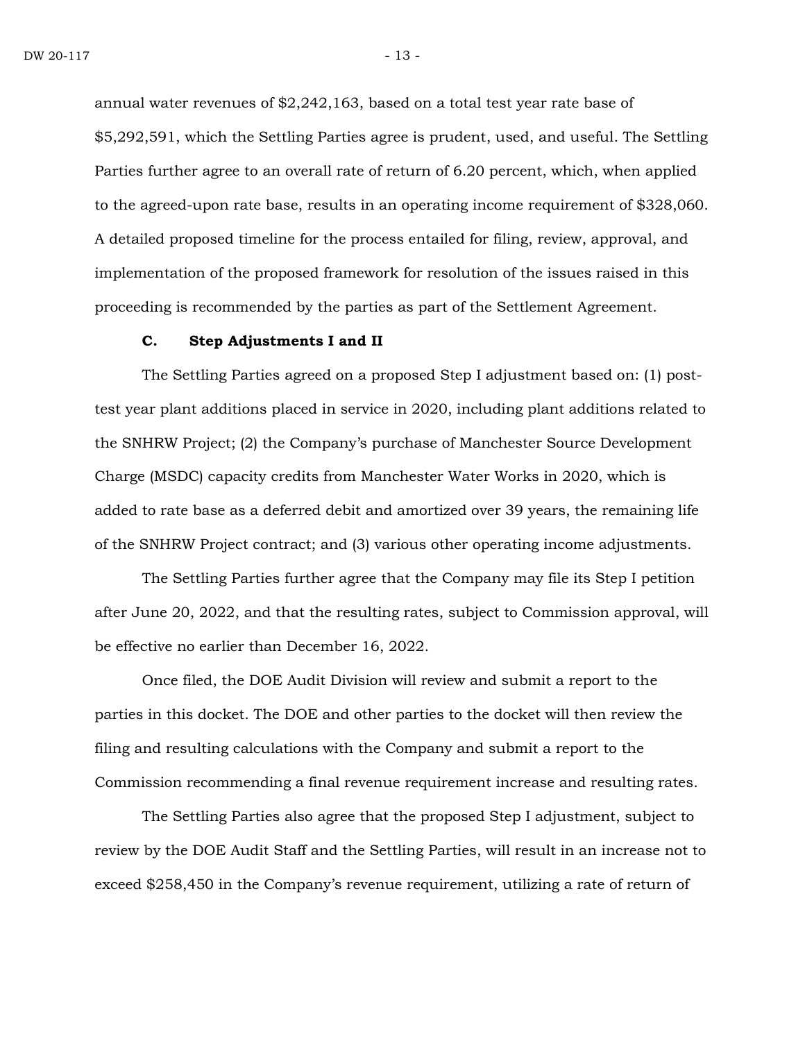annual water revenues of $2,242,163, based on a total test year rate base of $5,292,591, which the Settling Parties agree is prudent, used, and useful. The Settling Parties further agree to an overall rate of return of 6.20 percent, which, when applied to the agreed-upon rate base, results in an operating income requirement of $328,060. A detailed proposed timeline for the process entailed for filing, review, approval, and implementation of the proposed framework for resolution of the issues raised in this proceeding is recommended by the parties as part of the Settlement Agreement.

### C. Step Adjustments I and II

The Settling Parties agreed on a proposed Step I adjustment based on: (1) post-test year plant additions placed in service in 2020, including plant additions related to the SNHRW Project; (2) the Company's purchase of Manchester Source Development Charge (MSDC) capacity credits from Manchester Water Works in 2020, which is added to rate base as a deferred debit and amortized over 39 years, the remaining life of the SNHRW Project contract; and (3) various other operating income adjustments.

The Settling Parties further agree that the Company may file its Step I petition after June 20, 2022, and that the resulting rates, subject to Commission approval, will be effective no earlier than December 16, 2022.

Once filed, the DOE Audit Division will review and submit a report to the parties in this docket. The DOE and other parties to the docket will then review the filing and resulting calculations with the Company and submit a report to the Commission recommending a final revenue requirement increase and resulting rates.

The Settling Parties also agree that the proposed Step I adjustment, subject to review by the DOE Audit Staff and the Settling Parties, will result in an increase not to exceed $258,450 in the Company's revenue requirement, utilizing a rate of return of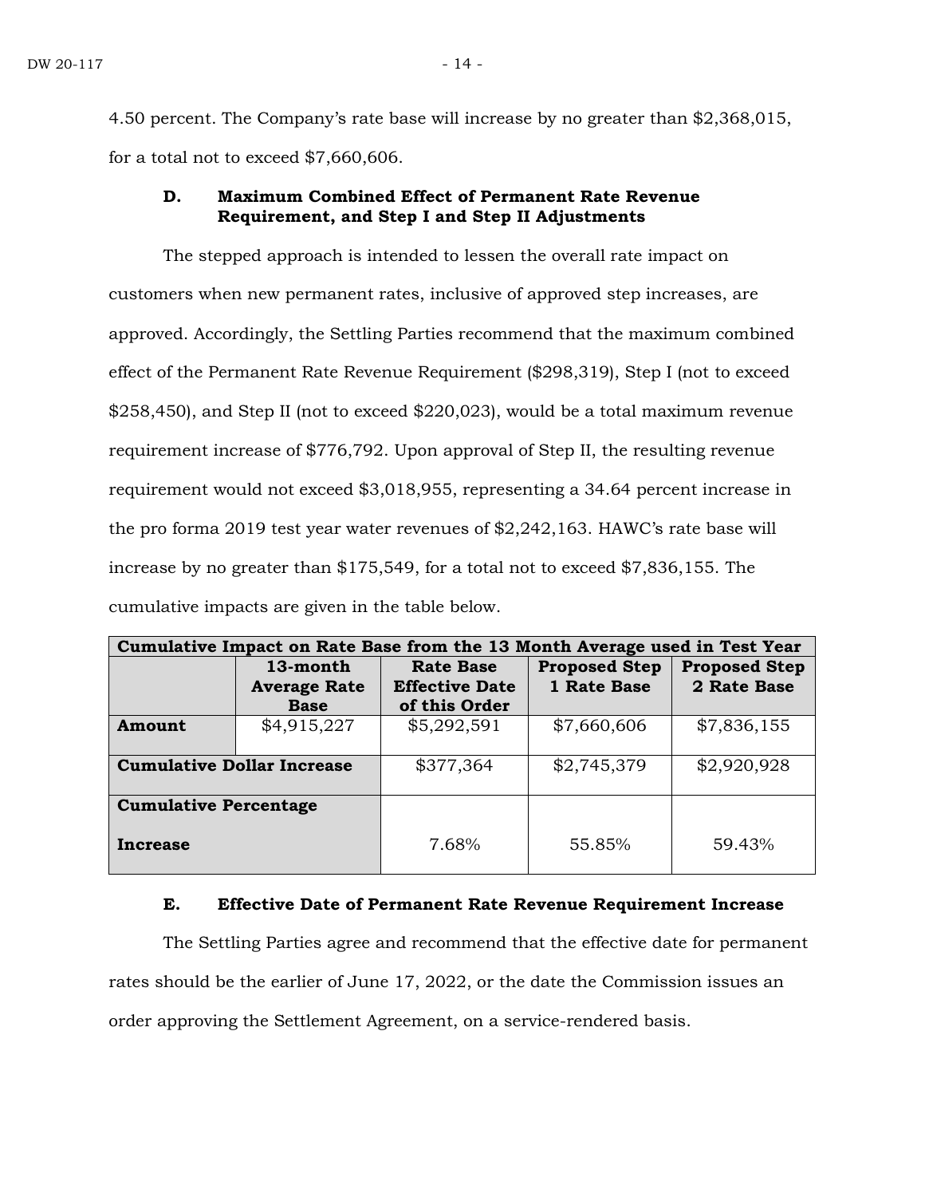4.50 percent. The Company's rate base will increase by no greater than $2,368,015, for a total not to exceed $7,660,606.

### D. Maximum Combined Effect of Permanent Rate Revenue Requirement, and Step I and Step II Adjustments

The stepped approach is intended to lessen the overall rate impact on customers when new permanent rates, inclusive of approved step increases, are approved. Accordingly, the Settling Parties recommend that the maximum combined effect of the Permanent Rate Revenue Requirement ($298,319), Step I (not to exceed $258,450), and Step II (not to exceed $220,023), would be a total maximum revenue requirement increase of $776,792. Upon approval of Step II, the resulting revenue requirement would not exceed $3,018,955, representing a 34.64 percent increase in the pro forma 2019 test year water revenues of $2,242,163. HAWC's rate base will increase by no greater than $175,549, for a total not to exceed $7,836,155. The cumulative impacts are given in the table below.

| Cumulative Impact on Rate Base from the 13 Month Average used in Test Year | | | | |
|---|---|---|---|---|
| | **13-month Average Rate Base** | **Rate Base Effective Date of this Order** | **Proposed Step 1 Rate Base** | **Proposed Step 2 Rate Base** |
| **Amount** | $4,915,227 | $5,292,591 | $7,660,606 | $7,836,155 |
| **Cumulative Dollar Increase** | | $377,364 | $2,745,379 | $2,920,928 |
| **Cumulative Percentage Increase** | | 7.68% | 55.85% | 59.43% |

### E. Effective Date of Permanent Rate Revenue Requirement Increase

The Settling Parties agree and recommend that the effective date for permanent rates should be the earlier of June 17, 2022, or the date the Commission issues an order approving the Settlement Agreement, on a service-rendered basis.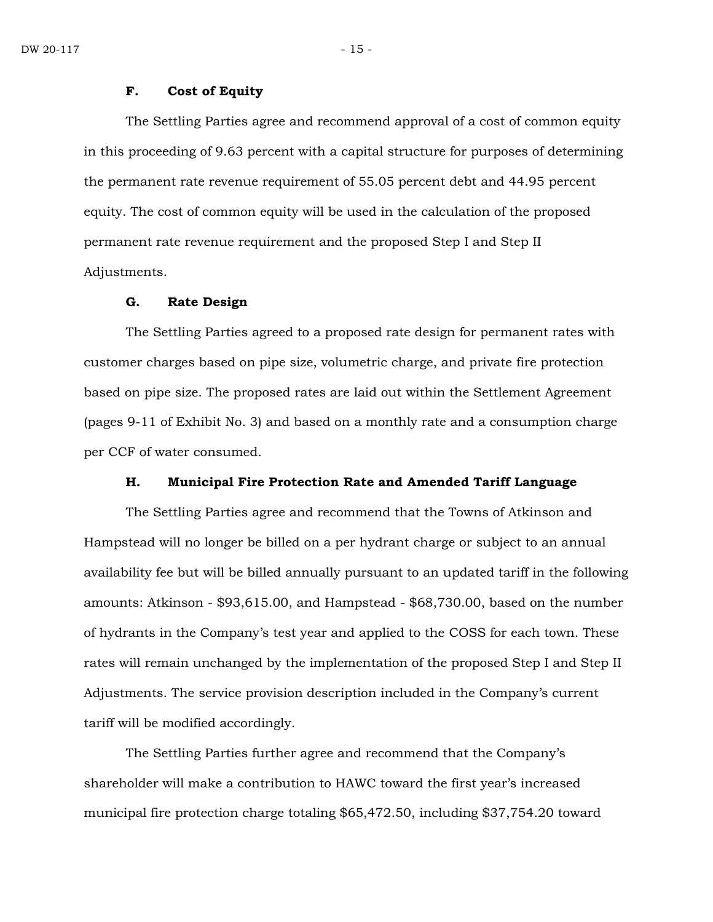### F. Cost of Equity

The Settling Parties agree and recommend approval of a cost of common equity in this proceeding of 9.63 percent with a capital structure for purposes of determining the permanent rate revenue requirement of 55.05 percent debt and 44.95 percent equity. The cost of common equity will be used in the calculation of the proposed permanent rate revenue requirement and the proposed Step I and Step II Adjustments.

### G. Rate Design

The Settling Parties agreed to a proposed rate design for permanent rates with customer charges based on pipe size, volumetric charge, and private fire protection based on pipe size. The proposed rates are laid out within the Settlement Agreement (pages 9-11 of Exhibit No. 3) and based on a monthly rate and a consumption charge per CCF of water consumed.

### H. Municipal Fire Protection Rate and Amended Tariff Language

The Settling Parties agree and recommend that the Towns of Atkinson and Hampstead will no longer be billed on a per hydrant charge or subject to an annual availability fee but will be billed annually pursuant to an updated tariff in the following amounts: Atkinson - $93,615.00, and Hampstead - $68,730.00, based on the number of hydrants in the Company's test year and applied to the COSS for each town. These rates will remain unchanged by the implementation of the proposed Step I and Step II Adjustments. The service provision description included in the Company's current tariff will be modified accordingly.

The Settling Parties further agree and recommend that the Company's shareholder will make a contribution to HAWC toward the first year's increased municipal fire protection charge totaling $65,472.50, including $37,754.20 toward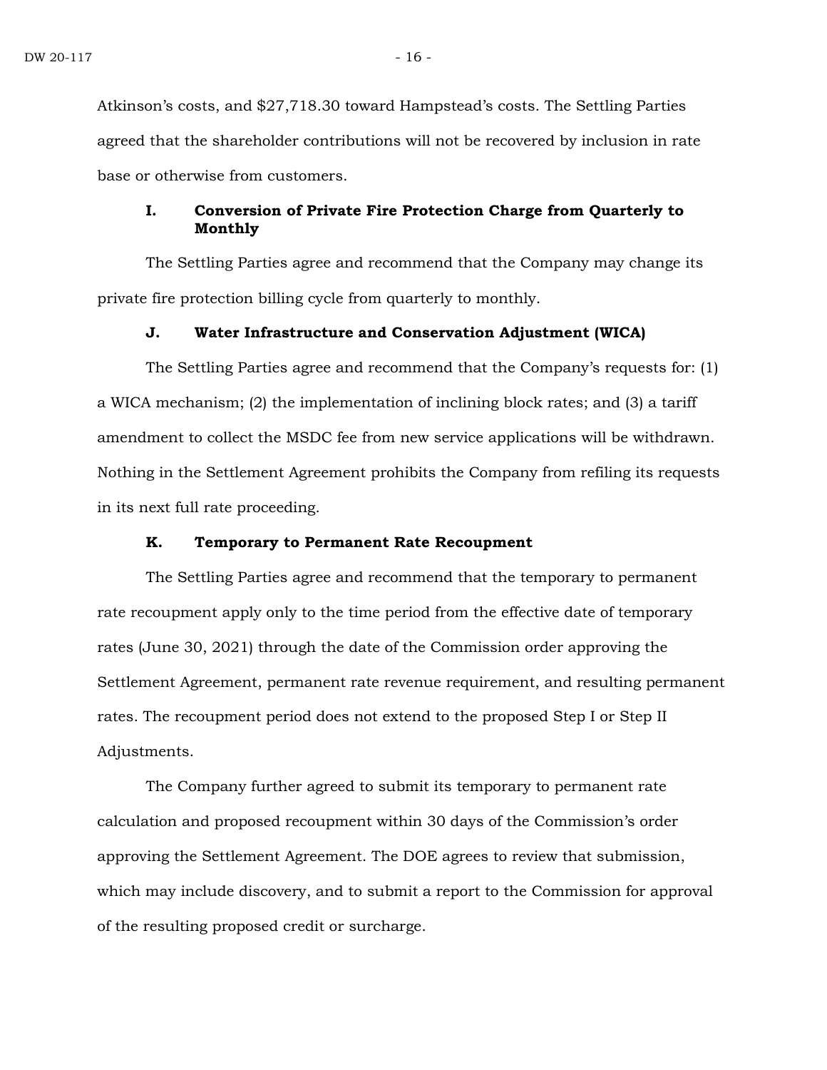Atkinson's costs, and $27,718.30 toward Hampstead's costs. The Settling Parties agreed that the shareholder contributions will not be recovered by inclusion in rate base or otherwise from customers.

### I. Conversion of Private Fire Protection Charge from Quarterly to Monthly

The Settling Parties agree and recommend that the Company may change its private fire protection billing cycle from quarterly to monthly.

### J. Water Infrastructure and Conservation Adjustment (WICA)

The Settling Parties agree and recommend that the Company's requests for: (1) a WICA mechanism; (2) the implementation of inclining block rates; and (3) a tariff amendment to collect the MSDC fee from new service applications will be withdrawn. Nothing in the Settlement Agreement prohibits the Company from refiling its requests in its next full rate proceeding.

### K. Temporary to Permanent Rate Recoupment

The Settling Parties agree and recommend that the temporary to permanent rate recoupment apply only to the time period from the effective date of temporary rates (June 30, 2021) through the date of the Commission order approving the Settlement Agreement, permanent rate revenue requirement, and resulting permanent rates. The recoupment period does not extend to the proposed Step I or Step II Adjustments.

The Company further agreed to submit its temporary to permanent rate calculation and proposed recoupment within 30 days of the Commission's order approving the Settlement Agreement. The DOE agrees to review that submission, which may include discovery, and to submit a report to the Commission for approval of the resulting proposed credit or surcharge.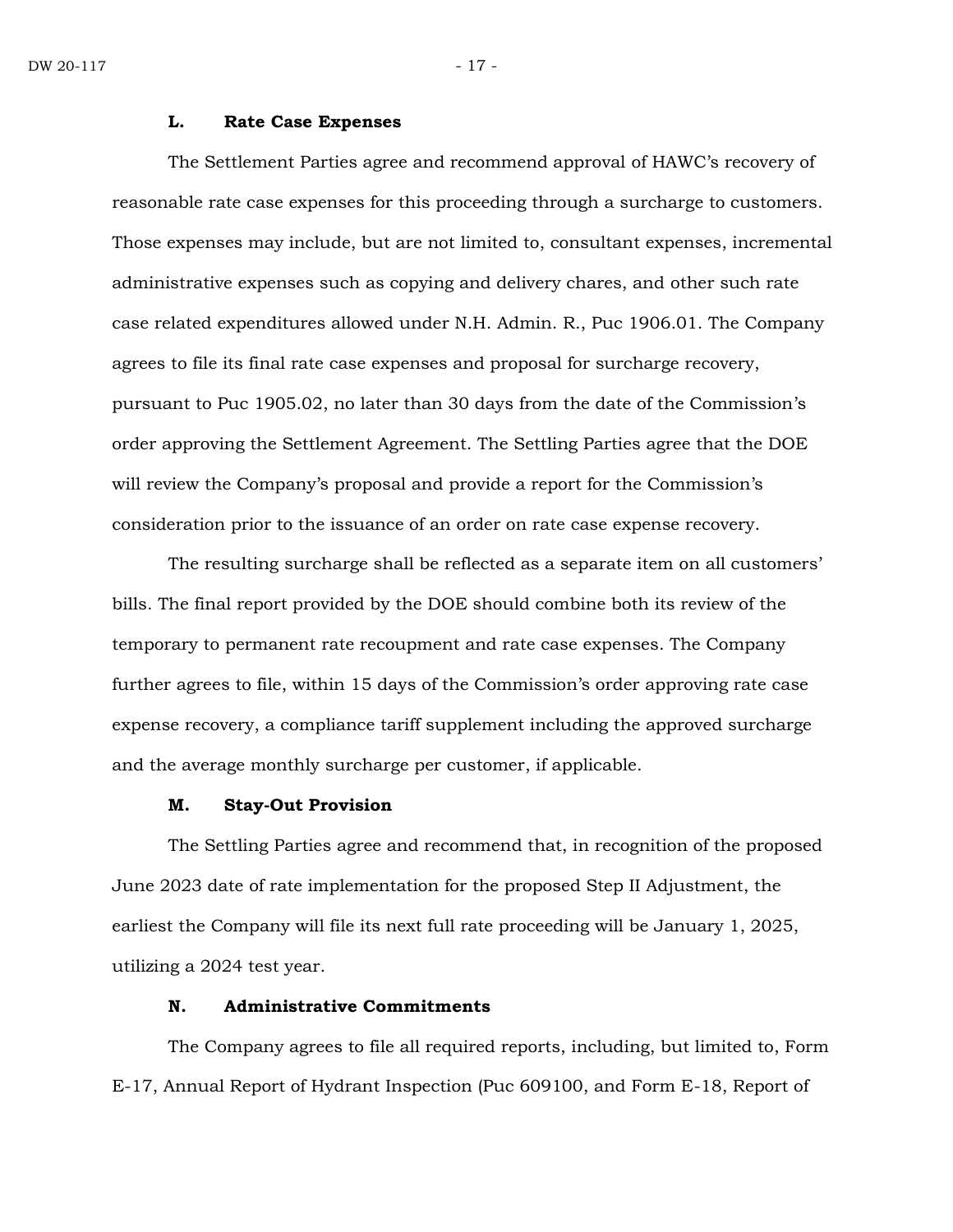### L. Rate Case Expenses

The Settlement Parties agree and recommend approval of HAWC's recovery of reasonable rate case expenses for this proceeding through a surcharge to customers. Those expenses may include, but are not limited to, consultant expenses, incremental administrative expenses such as copying and delivery chares, and other such rate case related expenditures allowed under N.H. Admin. R., Puc 1906.01. The Company agrees to file its final rate case expenses and proposal for surcharge recovery, pursuant to Puc 1905.02, no later than 30 days from the date of the Commission's order approving the Settlement Agreement. The Settling Parties agree that the DOE will review the Company's proposal and provide a report for the Commission's consideration prior to the issuance of an order on rate case expense recovery.

The resulting surcharge shall be reflected as a separate item on all customers' bills. The final report provided by the DOE should combine both its review of the temporary to permanent rate recoupment and rate case expenses. The Company further agrees to file, within 15 days of the Commission's order approving rate case expense recovery, a compliance tariff supplement including the approved surcharge and the average monthly surcharge per customer, if applicable.

### M. Stay-Out Provision

The Settling Parties agree and recommend that, in recognition of the proposed June 2023 date of rate implementation for the proposed Step II Adjustment, the earliest the Company will file its next full rate proceeding will be January 1, 2025, utilizing a 2024 test year.

### N. Administrative Commitments

The Company agrees to file all required reports, including, but limited to, Form E-17, Annual Report of Hydrant Inspection (Puc 609100, and Form E-18, Report of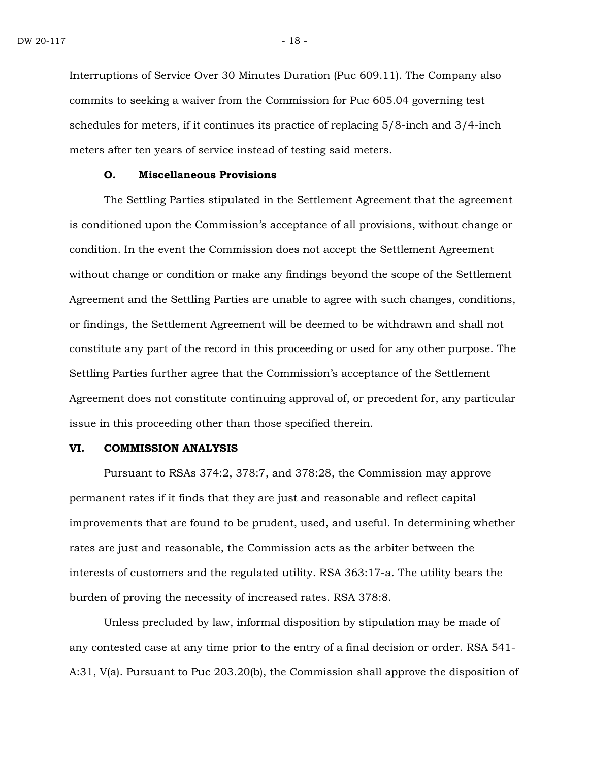Interruptions of Service Over 30 Minutes Duration (Puc 609.11). The Company also commits to seeking a waiver from the Commission for Puc 605.04 governing test schedules for meters, if it continues its practice of replacing 5/8-inch and 3/4-inch meters after ten years of service instead of testing said meters.

### O. Miscellaneous Provisions

The Settling Parties stipulated in the Settlement Agreement that the agreement is conditioned upon the Commission's acceptance of all provisions, without change or condition. In the event the Commission does not accept the Settlement Agreement without change or condition or make any findings beyond the scope of the Settlement Agreement and the Settling Parties are unable to agree with such changes, conditions, or findings, the Settlement Agreement will be deemed to be withdrawn and shall not constitute any part of the record in this proceeding or used for any other purpose. The Settling Parties further agree that the Commission's acceptance of the Settlement Agreement does not constitute continuing approval of, or precedent for, any particular issue in this proceeding other than those specified therein.

## VI. COMMISSION ANALYSIS

Pursuant to RSAs 374:2, 378:7, and 378:28, the Commission may approve permanent rates if it finds that they are just and reasonable and reflect capital improvements that are found to be prudent, used, and useful. In determining whether rates are just and reasonable, the Commission acts as the arbiter between the interests of customers and the regulated utility. RSA 363:17-a. The utility bears the burden of proving the necessity of increased rates. RSA 378:8.

Unless precluded by law, informal disposition by stipulation may be made of any contested case at any time prior to the entry of a final decision or order. RSA 541-A:31, V(a). Pursuant to Puc 203.20(b), the Commission shall approve the disposition of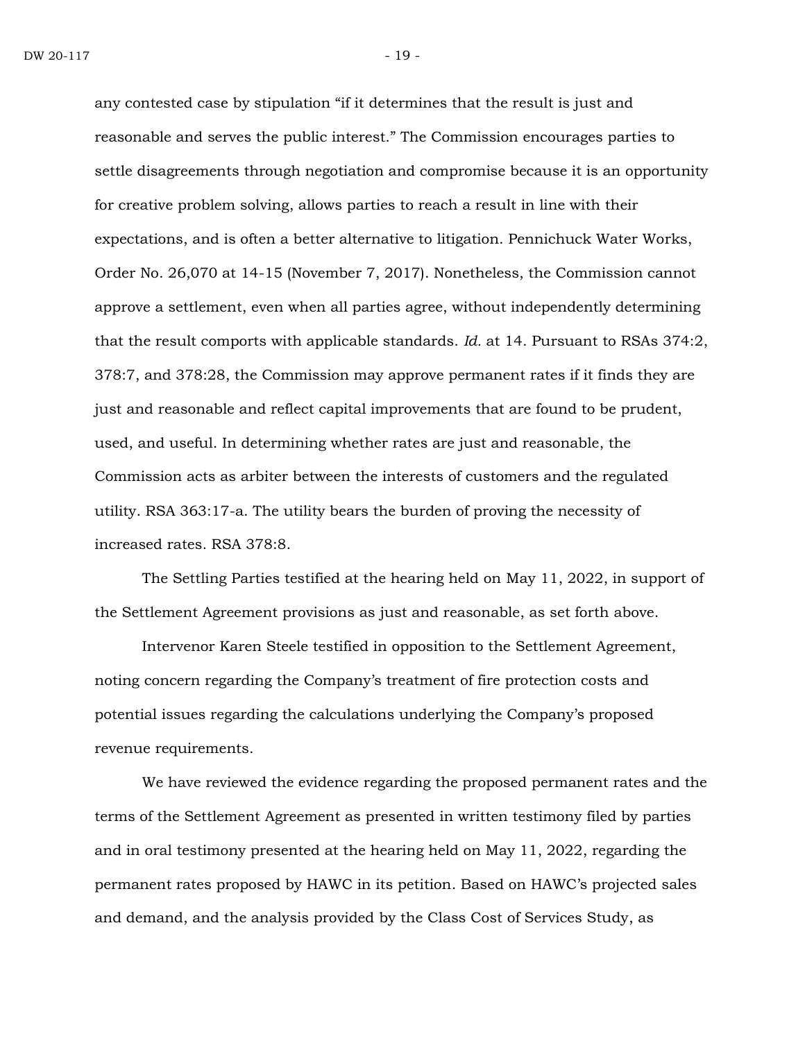any contested case by stipulation "if it determines that the result is just and reasonable and serves the public interest." The Commission encourages parties to settle disagreements through negotiation and compromise because it is an opportunity for creative problem solving, allows parties to reach a result in line with their expectations, and is often a better alternative to litigation. Pennichuck Water Works, Order No. 26,070 at 14-15 (November 7, 2017). Nonetheless, the Commission cannot approve a settlement, even when all parties agree, without independently determining that the result comports with applicable standards. *Id.* at 14. Pursuant to RSAs 374:2, 378:7, and 378:28, the Commission may approve permanent rates if it finds they are just and reasonable and reflect capital improvements that are found to be prudent, used, and useful. In determining whether rates are just and reasonable, the Commission acts as arbiter between the interests of customers and the regulated utility. RSA 363:17-a. The utility bears the burden of proving the necessity of increased rates. RSA 378:8.

The Settling Parties testified at the hearing held on May 11, 2022, in support of the Settlement Agreement provisions as just and reasonable, as set forth above.

Intervenor Karen Steele testified in opposition to the Settlement Agreement, noting concern regarding the Company's treatment of fire protection costs and potential issues regarding the calculations underlying the Company's proposed revenue requirements.

We have reviewed the evidence regarding the proposed permanent rates and the terms of the Settlement Agreement as presented in written testimony filed by parties and in oral testimony presented at the hearing held on May 11, 2022, regarding the permanent rates proposed by HAWC in its petition. Based on HAWC's projected sales and demand, and the analysis provided by the Class Cost of Services Study, as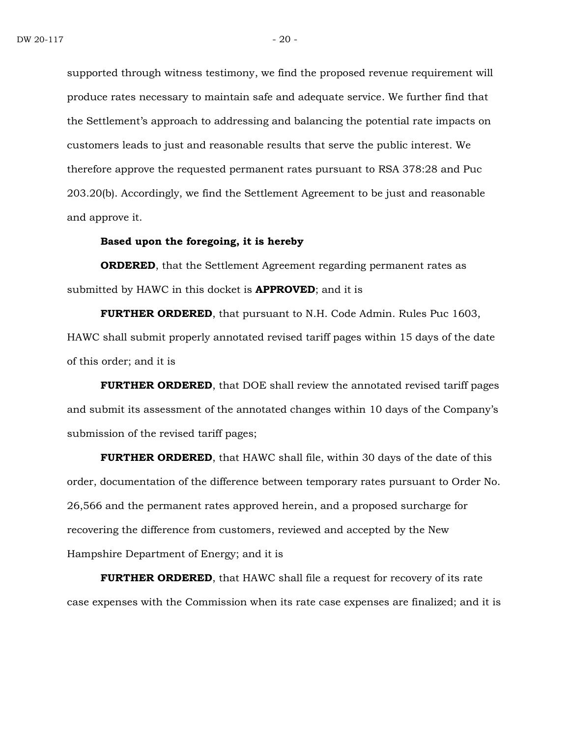supported through witness testimony, we find the proposed revenue requirement will produce rates necessary to maintain safe and adequate service. We further find that the Settlement's approach to addressing and balancing the potential rate impacts on customers leads to just and reasonable results that serve the public interest. We therefore approve the requested permanent rates pursuant to RSA 378:28 and Puc 203.20(b). Accordingly, we find the Settlement Agreement to be just and reasonable and approve it.

**Based upon the foregoing, it is hereby**

**ORDERED**, that the Settlement Agreement regarding permanent rates as submitted by HAWC in this docket is **APPROVED**; and it is

**FURTHER ORDERED**, that pursuant to N.H. Code Admin. Rules Puc 1603, HAWC shall submit properly annotated revised tariff pages within 15 days of the date of this order; and it is

**FURTHER ORDERED**, that DOE shall review the annotated revised tariff pages and submit its assessment of the annotated changes within 10 days of the Company's submission of the revised tariff pages;

**FURTHER ORDERED**, that HAWC shall file, within 30 days of the date of this order, documentation of the difference between temporary rates pursuant to Order No. 26,566 and the permanent rates approved herein, and a proposed surcharge for recovering the difference from customers, reviewed and accepted by the New Hampshire Department of Energy; and it is

**FURTHER ORDERED**, that HAWC shall file a request for recovery of its rate case expenses with the Commission when its rate case expenses are finalized; and it is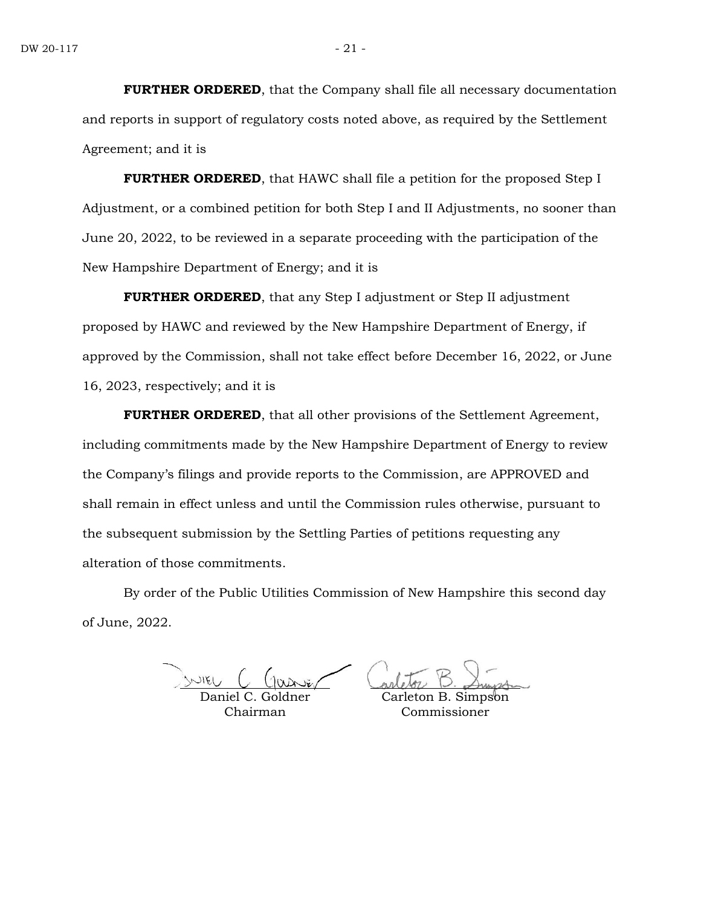**FURTHER ORDERED**, that the Company shall file all necessary documentation and reports in support of regulatory costs noted above, as required by the Settlement Agreement; and it is

**FURTHER ORDERED**, that HAWC shall file a petition for the proposed Step I Adjustment, or a combined petition for both Step I and II Adjustments, no sooner than June 20, 2022, to be reviewed in a separate proceeding with the participation of the New Hampshire Department of Energy; and it is

**FURTHER ORDERED**, that any Step I adjustment or Step II adjustment proposed by HAWC and reviewed by the New Hampshire Department of Energy, if approved by the Commission, shall not take effect before December 16, 2022, or June 16, 2023, respectively; and it is

**FURTHER ORDERED**, that all other provisions of the Settlement Agreement, including commitments made by the New Hampshire Department of Energy to review the Company's filings and provide reports to the Commission, are APPROVED and shall remain in effect unless and until the Commission rules otherwise, pursuant to the subsequent submission by the Settling Parties of petitions requesting any alteration of those commitments.

By order of the Public Utilities Commission of New Hampshire this second day of June, 2022.

| | |
|---|---|
| Daniel C. Goldner<br>Chairman | Carleton B. Simpson<br>Commissioner |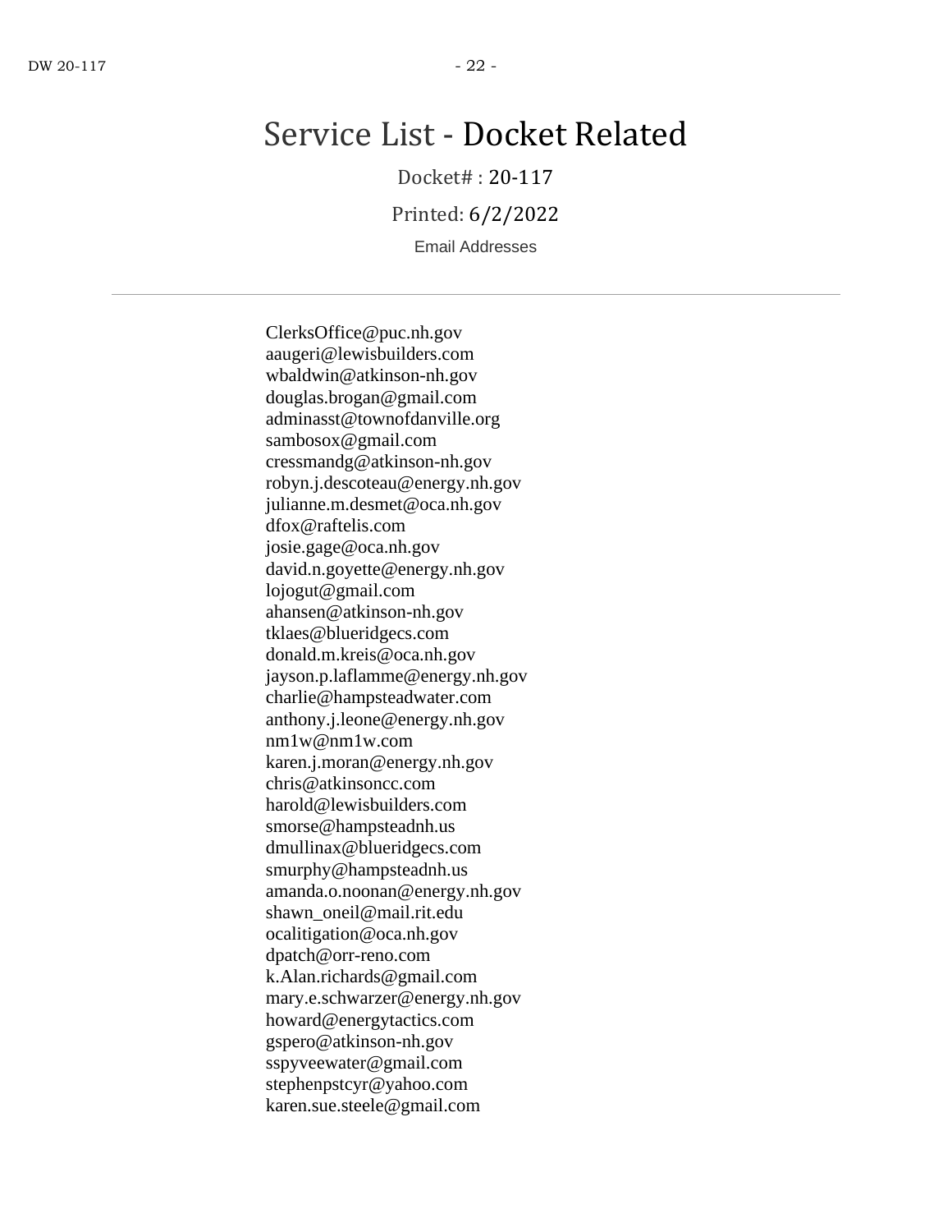# Service List - Docket Related

Docket# : 20-117

Printed: 6/2/2022

Email Addresses

---

ClerksOffice@puc.nh.gov
aaugeri@lewisbuilders.com
wbaldwin@atkinson-nh.gov
douglas.brogan@gmail.com
adminasst@townofdanville.org
sambosox@gmail.com
cressmandg@atkinson-nh.gov
robyn.j.descoteau@energy.nh.gov
julianne.m.desmet@oca.nh.gov
dfox@raftelis.com
josie.gage@oca.nh.gov
david.n.goyette@energy.nh.gov
lojogut@gmail.com
ahansen@atkinson-nh.gov
tklaes@blueridgecs.com
donald.m.kreis@oca.nh.gov
jayson.p.laflamme@energy.nh.gov
charlie@hampsteadwater.com
anthony.j.leone@energy.nh.gov
nm1w@nm1w.com
karen.j.moran@energy.nh.gov
chris@atkinsoncc.com
harold@lewisbuilders.com
smorse@hampsteadnh.us
dmullinax@blueridgecs.com
smurphy@hampsteadnh.us
amanda.o.noonan@energy.nh.gov
shawn_oneil@mail.rit.edu
ocalitigation@oca.nh.gov
dpatch@orr-reno.com
k.Alan.richards@gmail.com
mary.e.schwarzer@energy.nh.gov
howard@energytactics.com
gspero@atkinson-nh.gov
sspyveewater@gmail.com
stephenpstcyr@yahoo.com
karen.sue.steele@gmail.com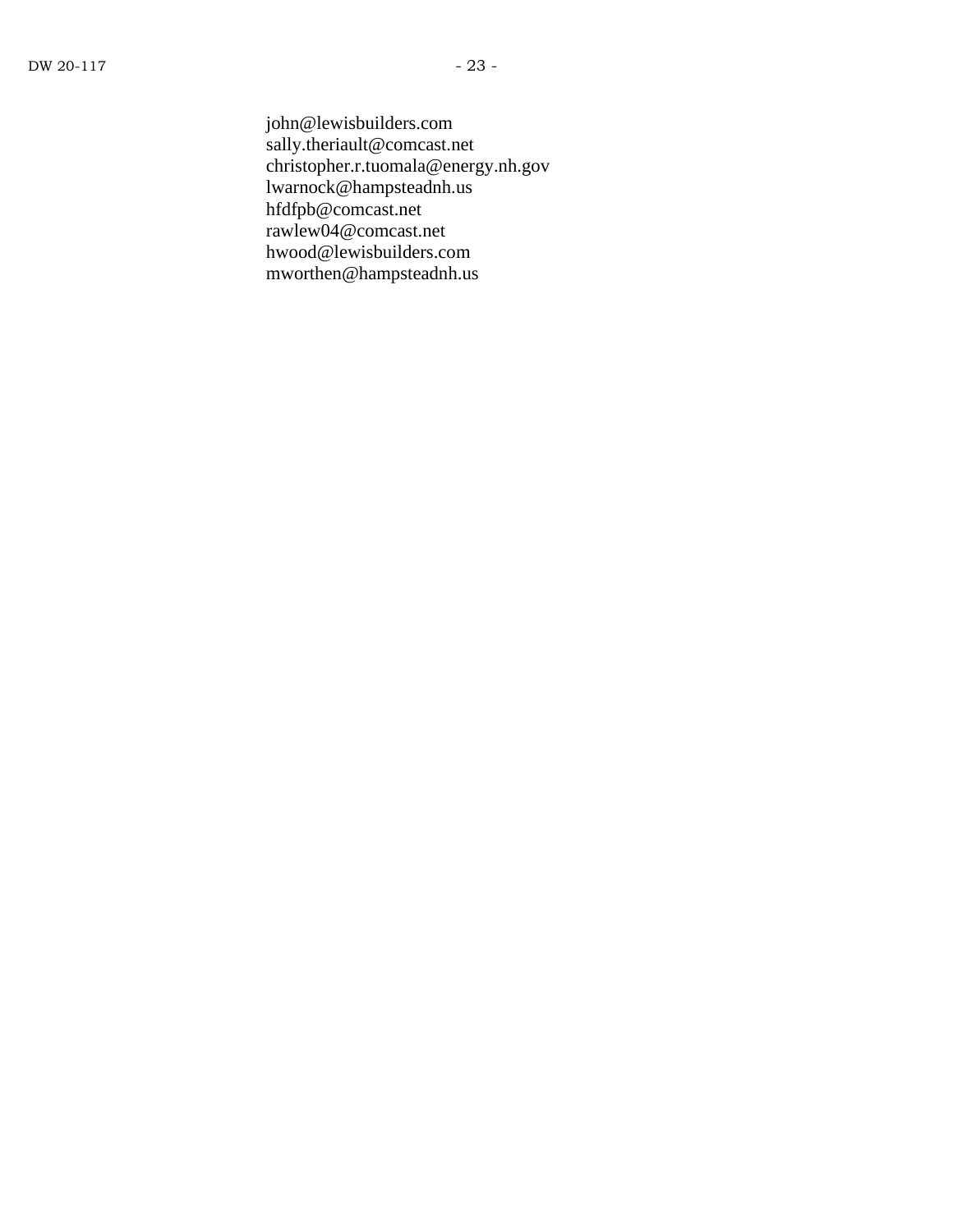john@lewisbuilders.com
sally.theriault@comcast.net
christopher.r.tuomala@energy.nh.gov
lwarnock@hampsteadnh.us
hfdfpb@comcast.net
rawlew04@comcast.net
hwood@lewisbuilders.com
mworthen@hampsteadnh.us